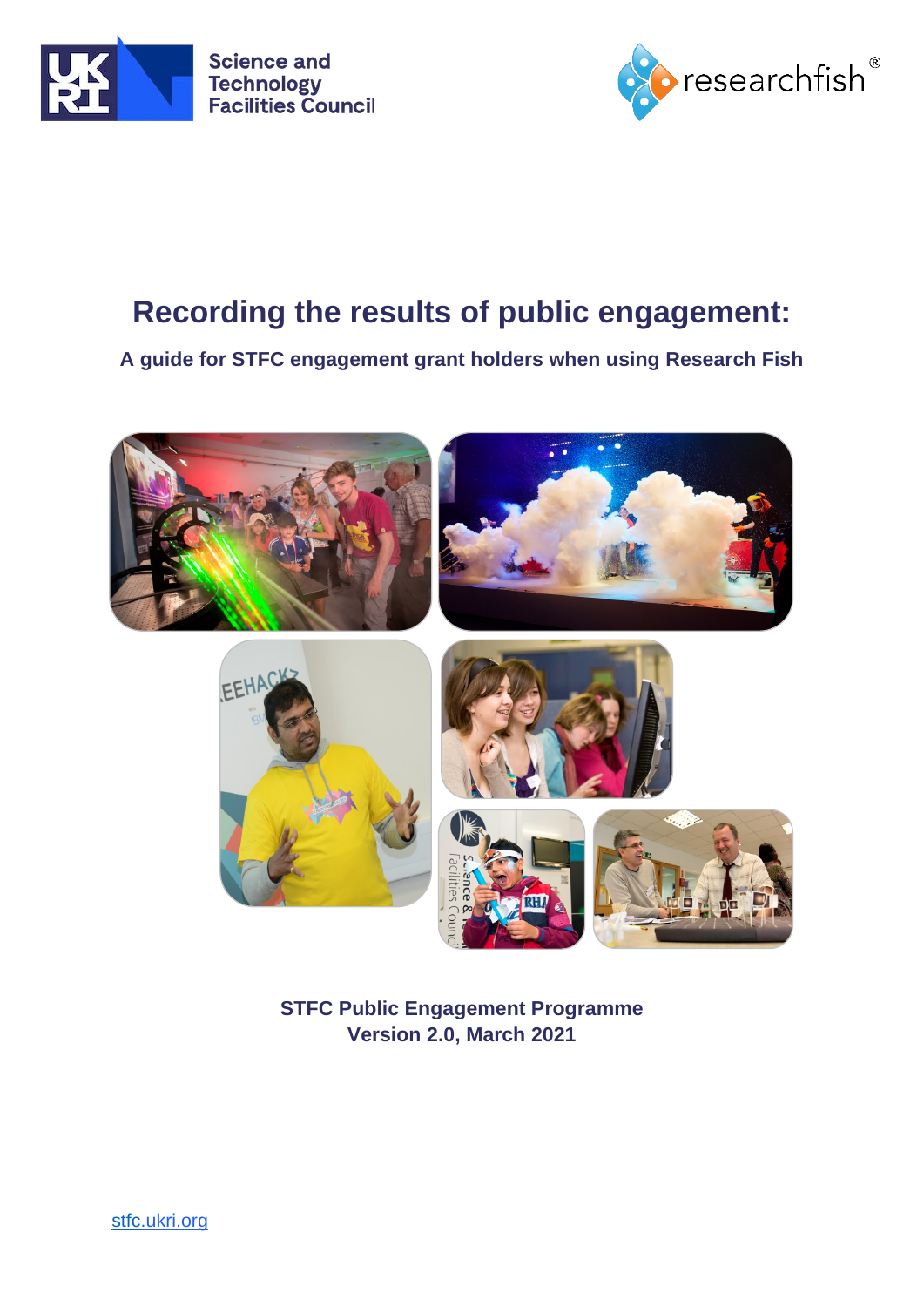Science and Technology Facilities Council

researchfish®

# Recording the results of public engagement:

**A guide for STFC engagement grant holders when using Research Fish**

**STFC Public Engagement Programme**
**Version 2.0, March 2021**

stfc.ukri.org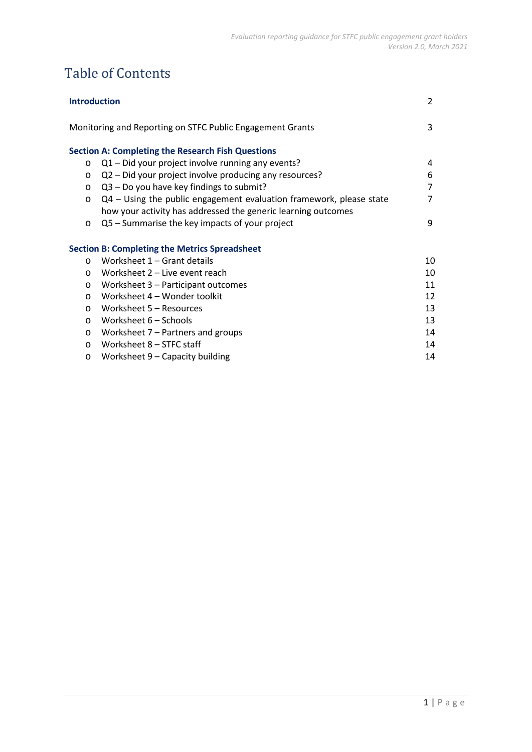# Table of Contents

| | |
|---|---|
| **Introduction** | 2 |
| Monitoring and Reporting on STFC Public Engagement Grants | 3 |
| **Section A: Completing the Research Fish Questions** | |
| o Q1 – Did your project involve running any events? | 4 |
| o Q2 – Did your project involve producing any resources? | 6 |
| o Q3 – Do you have key findings to submit? | 7 |
| o Q4 – Using the public engagement evaluation framework, please state how your activity has addressed the generic learning outcomes | 7 |
| o Q5 – Summarise the key impacts of your project | 9 |
| **Section B: Completing the Metrics Spreadsheet** | |
| o Worksheet 1 – Grant details | 10 |
| o Worksheet 2 – Live event reach | 10 |
| o Worksheet 3 – Participant outcomes | 11 |
| o Worksheet 4 – Wonder toolkit | 12 |
| o Worksheet 5 – Resources | 13 |
| o Worksheet 6 – Schools | 13 |
| o Worksheet 7 – Partners and groups | 14 |
| o Worksheet 8 – STFC staff | 14 |
| o Worksheet 9 – Capacity building | 14 |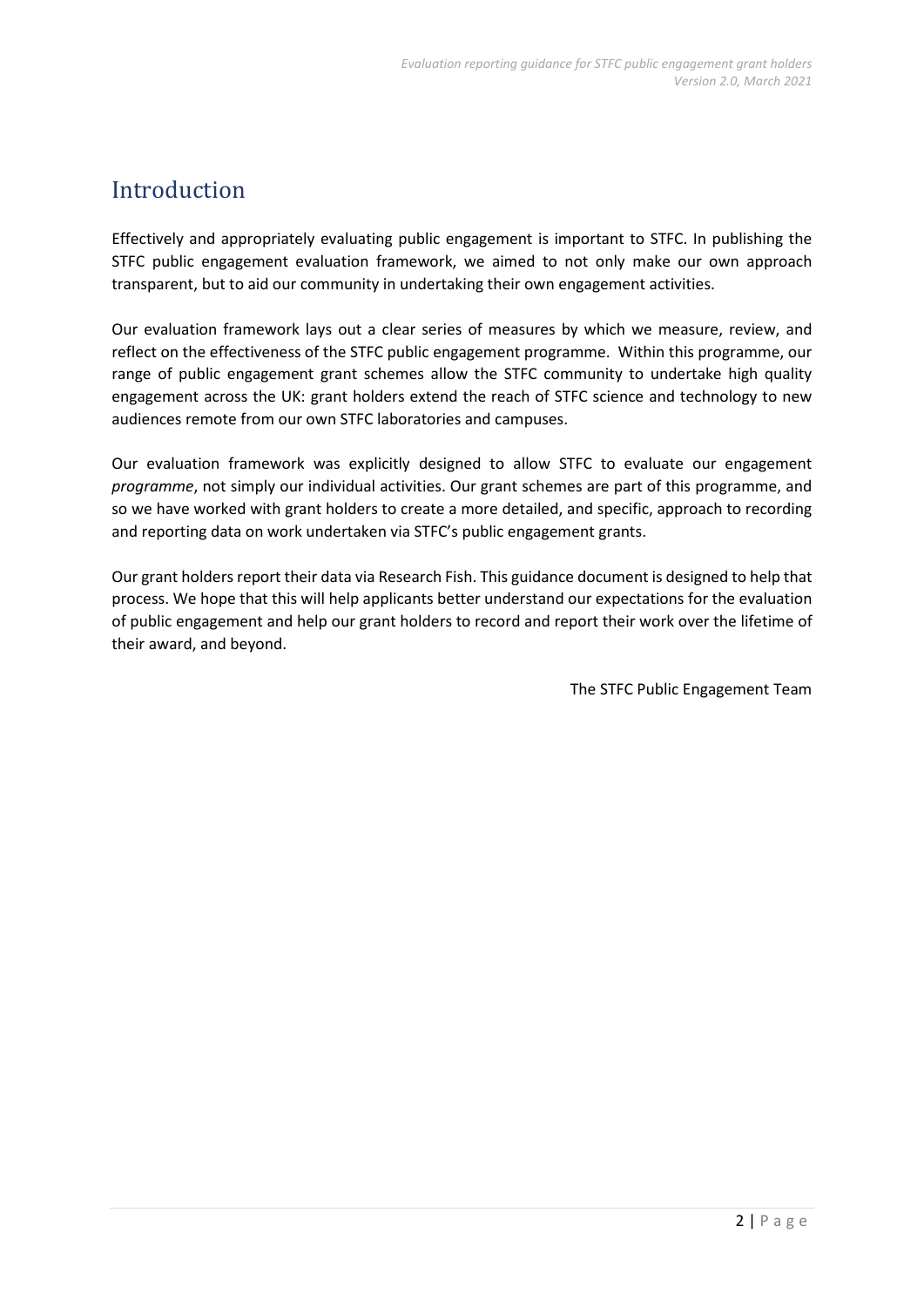# Introduction

Effectively and appropriately evaluating public engagement is important to STFC. In publishing the STFC public engagement evaluation framework, we aimed to not only make our own approach transparent, but to aid our community in undertaking their own engagement activities.

Our evaluation framework lays out a clear series of measures by which we measure, review, and reflect on the effectiveness of the STFC public engagement programme. Within this programme, our range of public engagement grant schemes allow the STFC community to undertake high quality engagement across the UK: grant holders extend the reach of STFC science and technology to new audiences remote from our own STFC laboratories and campuses.

Our evaluation framework was explicitly designed to allow STFC to evaluate our engagement *programme*, not simply our individual activities. Our grant schemes are part of this programme, and so we have worked with grant holders to create a more detailed, and specific, approach to recording and reporting data on work undertaken via STFC's public engagement grants.

Our grant holders report their data via Research Fish. This guidance document is designed to help that process. We hope that this will help applicants better understand our expectations for the evaluation of public engagement and help our grant holders to record and report their work over the lifetime of their award, and beyond.

The STFC Public Engagement Team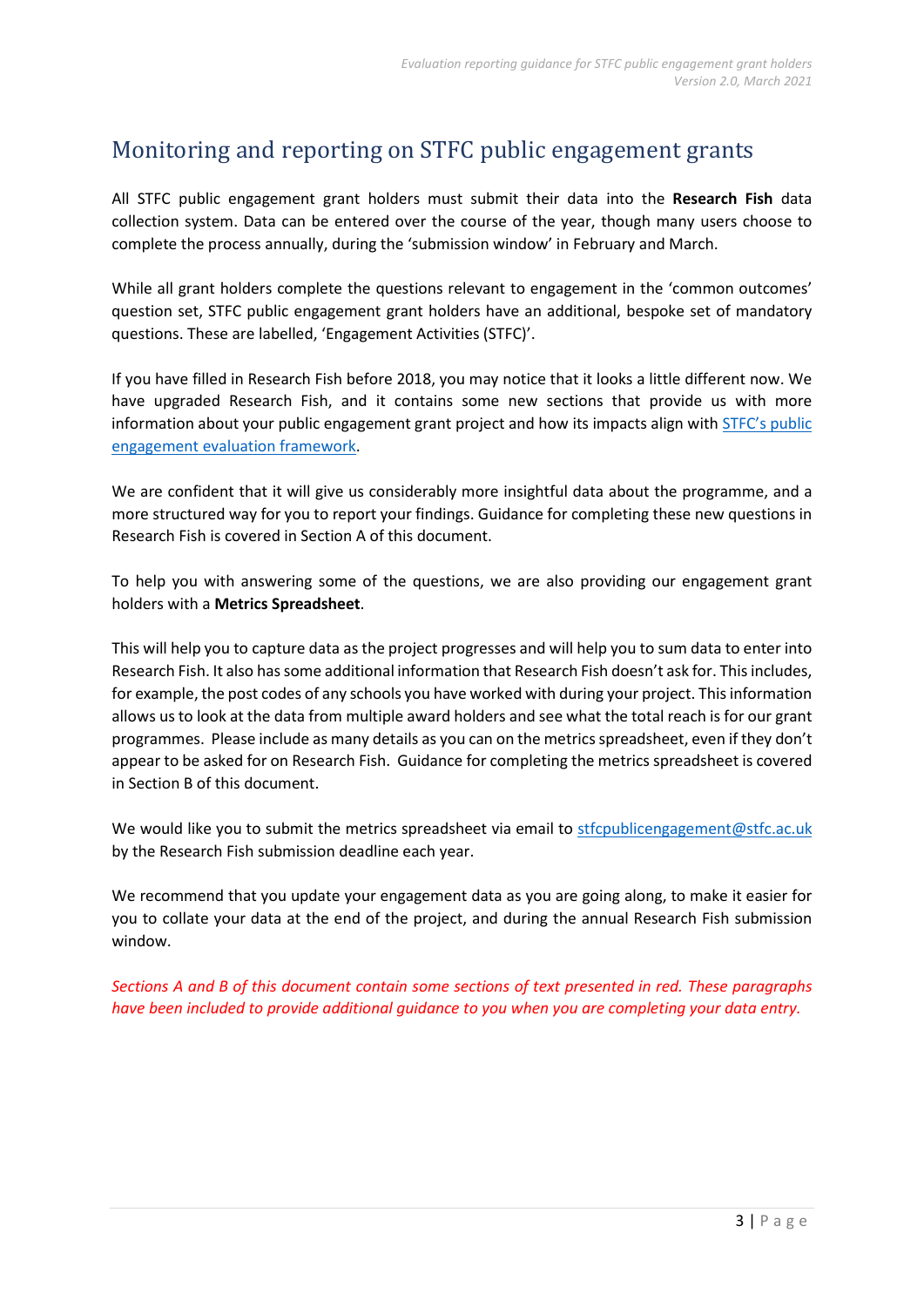# Monitoring and reporting on STFC public engagement grants

All STFC public engagement grant holders must submit their data into the **Research Fish** data collection system. Data can be entered over the course of the year, though many users choose to complete the process annually, during the 'submission window' in February and March.

While all grant holders complete the questions relevant to engagement in the 'common outcomes' question set, STFC public engagement grant holders have an additional, bespoke set of mandatory questions. These are labelled, 'Engagement Activities (STFC)'.

If you have filled in Research Fish before 2018, you may notice that it looks a little different now. We have upgraded Research Fish, and it contains some new sections that provide us with more information about your public engagement grant project and how its impacts align with [STFC's public engagement evaluation framework](https://stfc.ukri.org/).

We are confident that it will give us considerably more insightful data about the programme, and a more structured way for you to report your findings. Guidance for completing these new questions in Research Fish is covered in Section A of this document.

To help you with answering some of the questions, we are also providing our engagement grant holders with a **Metrics Spreadsheet**.

This will help you to capture data as the project progresses and will help you to sum data to enter into Research Fish. It also has some additional information that Research Fish doesn't ask for. This includes, for example, the post codes of any schools you have worked with during your project. This information allows us to look at the data from multiple award holders and see what the total reach is for our grant programmes. Please include as many details as you can on the metrics spreadsheet, even if they don't appear to be asked for on Research Fish. Guidance for completing the metrics spreadsheet is covered in Section B of this document.

We would like you to submit the metrics spreadsheet via email to stfcpublicengagement@stfc.ac.uk by the Research Fish submission deadline each year.

We recommend that you update your engagement data as you are going along, to make it easier for you to collate your data at the end of the project, and during the annual Research Fish submission window.

*Sections A and B of this document contain some sections of text presented in red. These paragraphs have been included to provide additional guidance to you when you are completing your data entry.*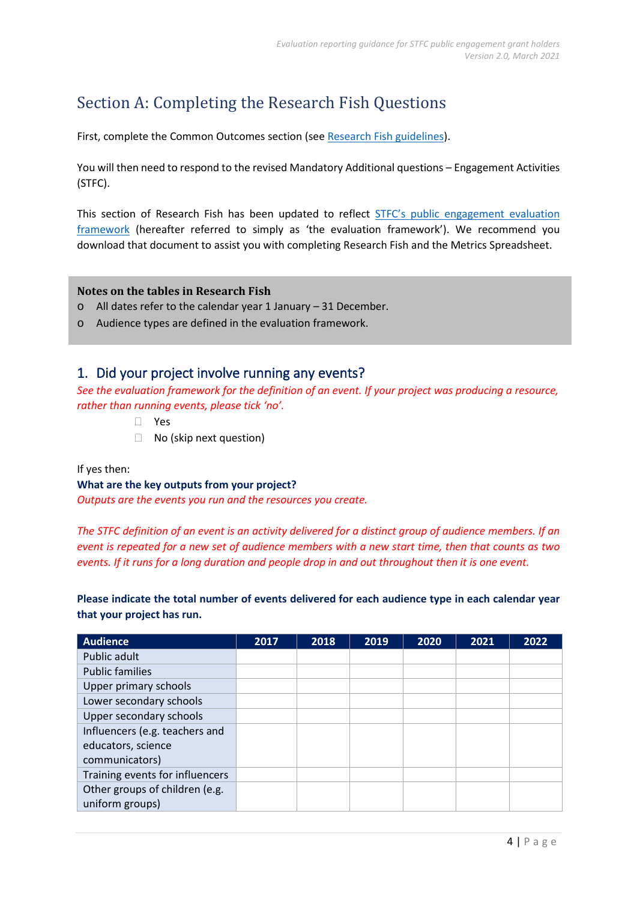# Section A: Completing the Research Fish Questions

First, complete the Common Outcomes section (see [Research Fish guidelines](#)).

You will then need to respond to the revised Mandatory Additional questions – Engagement Activities (STFC).

This section of Research Fish has been updated to reflect [STFC's public engagement evaluation framework](#) (hereafter referred to simply as 'the evaluation framework'). We recommend you download that document to assist you with completing Research Fish and the Metrics Spreadsheet.

> **Notes on the tables in Research Fish**
> - All dates refer to the calendar year 1 January – 31 December.
> - Audience types are defined in the evaluation framework.

## 1. Did your project involve running any events?

*See the evaluation framework for the definition of an event. If your project was producing a resource, rather than running events, please tick 'no'.*

- ☐ Yes
- ☐ No (skip next question)

If yes then:

**What are the key outputs from your project?**

*Outputs are the events you run and the resources you create.*

*The STFC definition of an event is an activity delivered for a distinct group of audience members. If an event is repeated for a new set of audience members with a new start time, then that counts as two events. If it runs for a long duration and people drop in and out throughout then it is one event.*

**Please indicate the total number of events delivered for each audience type in each calendar year that your project has run.**

| Audience | 2017 | 2018 | 2019 | 2020 | 2021 | 2022 |
|---|---|---|---|---|---|---|
| Public adult | | | | | | |
| Public families | | | | | | |
| Upper primary schools | | | | | | |
| Lower secondary schools | | | | | | |
| Upper secondary schools | | | | | | |
| Influencers (e.g. teachers and educators, science communicators) | | | | | | |
| Training events for influencers | | | | | | |
| Other groups of children (e.g. uniform groups) | | | | | | |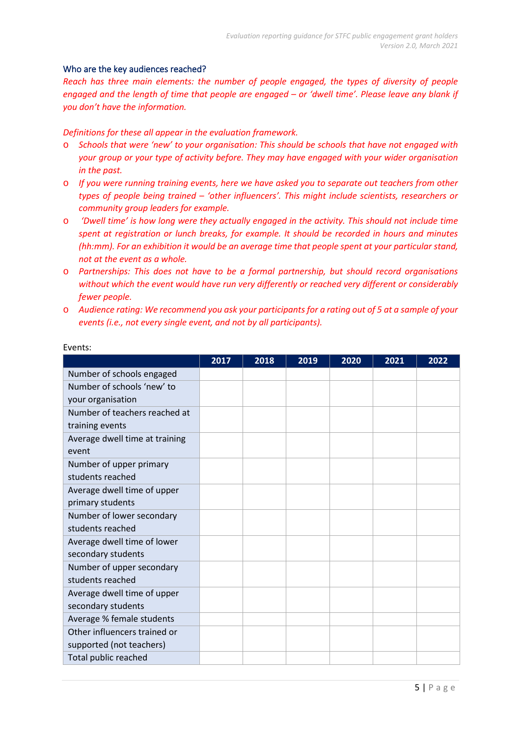### Who are the key audiences reached?

*Reach has three main elements: the number of people engaged, the types of diversity of people engaged and the length of time that people are engaged – or 'dwell time'. Please leave any blank if you don't have the information.*

*Definitions for these all appear in the evaluation framework.*

- *Schools that were 'new' to your organisation: This should be schools that have not engaged with your group or your type of activity before. They may have engaged with your wider organisation in the past.*
- *If you were running training events, here we have asked you to separate out teachers from other types of people being trained – 'other influencers'. This might include scientists, researchers or community group leaders for example.*
- *'Dwell time' is how long were they actually engaged in the activity. This should not include time spent at registration or lunch breaks, for example. It should be recorded in hours and minutes (hh:mm). For an exhibition it would be an average time that people spent at your particular stand, not at the event as a whole.*
- *Partnerships: This does not have to be a formal partnership, but should record organisations without which the event would have run very differently or reached very different or considerably fewer people.*
- *Audience rating: We recommend you ask your participants for a rating out of 5 at a sample of your events (i.e., not every single event, and not by all participants).*

Events:

| | 2017 | 2018 | 2019 | 2020 | 2021 | 2022 |
|---|---|---|---|---|---|---|
| Number of schools engaged | | | | | | |
| Number of schools 'new' to your organisation | | | | | | |
| Number of teachers reached at training events | | | | | | |
| Average dwell time at training event | | | | | | |
| Number of upper primary students reached | | | | | | |
| Average dwell time of upper primary students | | | | | | |
| Number of lower secondary students reached | | | | | | |
| Average dwell time of lower secondary students | | | | | | |
| Number of upper secondary students reached | | | | | | |
| Average dwell time of upper secondary students | | | | | | |
| Average % female students | | | | | | |
| Other influencers trained or supported (not teachers) | | | | | | |
| Total public reached | | | | | | |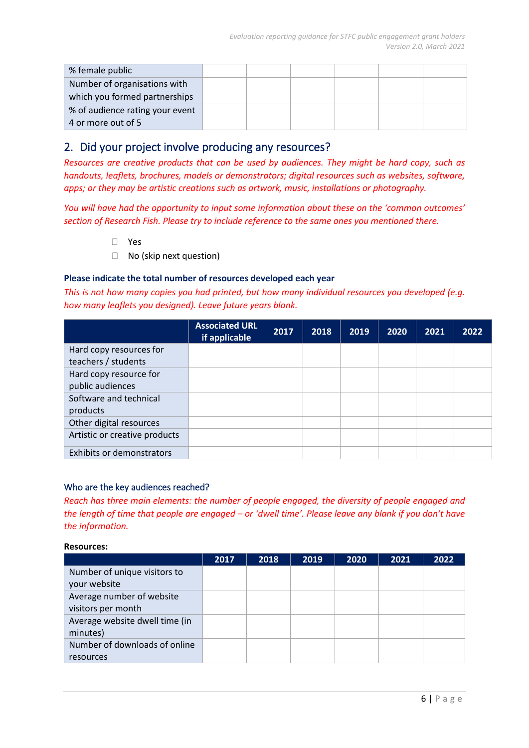| % female public | | | | | | |
|---|---|---|---|---|---|---|
| Number of organisations with which you formed partnerships | | | | | | |
| % of audience rating your event 4 or more out of 5 | | | | | | |

## 2. Did your project involve producing any resources?

*Resources are creative products that can be used by audiences. They might be hard copy, such as handouts, leaflets, brochures, models or demonstrators; digital resources such as websites, software, apps; or they may be artistic creations such as artwork, music, installations or photography.*

*You will have had the opportunity to input some information about these on the 'common outcomes' section of Research Fish. Please try to include reference to the same ones you mentioned there.*

- ☐ Yes
- ☐ No (skip next question)

**Please indicate the total number of resources developed each year**

*This is not how many copies you had printed, but how many individual resources you developed (e.g. how many leaflets you designed). Leave future years blank.*

| | Associated URL if applicable | 2017 | 2018 | 2019 | 2020 | 2021 | 2022 |
|---|---|---|---|---|---|---|---|
| Hard copy resources for teachers / students | | | | | | | |
| Hard copy resource for public audiences | | | | | | | |
| Software and technical products | | | | | | | |
| Other digital resources | | | | | | | |
| Artistic or creative products | | | | | | | |
| Exhibits or demonstrators | | | | | | | |

### Who are the key audiences reached?

*Reach has three main elements: the number of people engaged, the diversity of people engaged and the length of time that people are engaged – or 'dwell time'. Please leave any blank if you don't have the information.*

**Resources:**

| | 2017 | 2018 | 2019 | 2020 | 2021 | 2022 |
|---|---|---|---|---|---|---|
| Number of unique visitors to your website | | | | | | |
| Average number of website visitors per month | | | | | | |
| Average website dwell time (in minutes) | | | | | | |
| Number of downloads of online resources | | | | | | |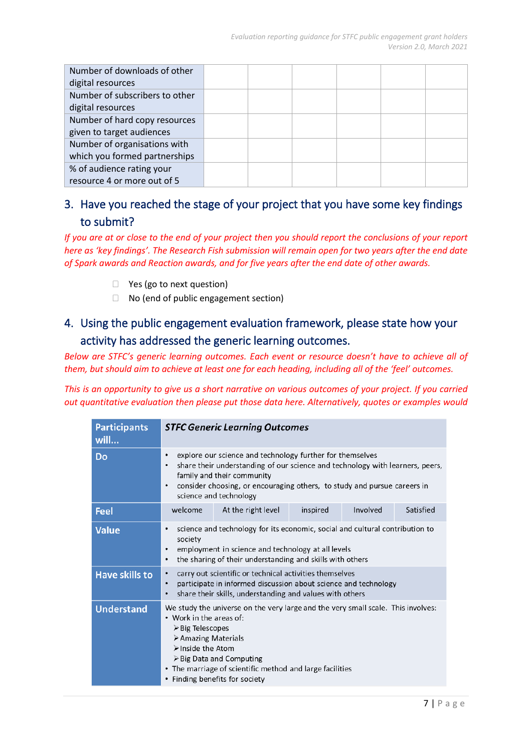| Number of downloads of other digital resources | | | | | | |
|---|---|---|---|---|---|---|
| Number of subscribers to other digital resources | | | | | | |
| Number of hard copy resources given to target audiences | | | | | | |
| Number of organisations with which you formed partnerships | | | | | | |
| % of audience rating your resource 4 or more out of 5 | | | | | | |

## 3. Have you reached the stage of your project that you have some key findings to submit?

*If you are at or close to the end of your project then you should report the conclusions of your report here as 'key findings'. The Research Fish submission will remain open for two years after the end date of Spark awards and Reaction awards, and for five years after the end date of other awards.*

- ☐ Yes (go to next question)
- ☐ No (end of public engagement section)

## 4. Using the public engagement evaluation framework, please state how your activity has addressed the generic learning outcomes.

*Below are STFC's generic learning outcomes. Each event or resource doesn't have to achieve all of them, but should aim to achieve at least one for each heading, including all of the 'feel' outcomes.*

*This is an opportunity to give us a short narrative on various outcomes of your project. If you carried out quantitative evaluation then please put those data here. Alternatively, quotes or examples would*

| Participants will... | ***STFC Generic Learning Outcomes*** | | | | |
|---|---|---|---|---|---|
| **Do** | • explore our science and technology further for themselves<br>• share their understanding of our science and technology with learners, peers, family and their community<br>• consider choosing, or encouraging others, to study and pursue careers in science and technology | | | | |
| **Feel** | welcome | At the right level | inspired | Involved | Satisfied |
| **Value** | • science and technology for its economic, social and cultural contribution to society<br>• employment in science and technology at all levels<br>• the sharing of their understanding and skills with others | | | | |
| **Have skills to** | • carry out scientific or technical activities themselves<br>• participate in informed discussion about science and technology<br>• share their skills, understanding and values with others | | | | |
| **Understand** | We study the universe on the very large and the very small scale. This involves:<br>• Work in the areas of:<br>➢ Big Telescopes<br>➢ Amazing Materials<br>➢ Inside the Atom<br>➢ Big Data and Computing<br>• The marriage of scientific method and large facilities<br>• Finding benefits for society | | | | |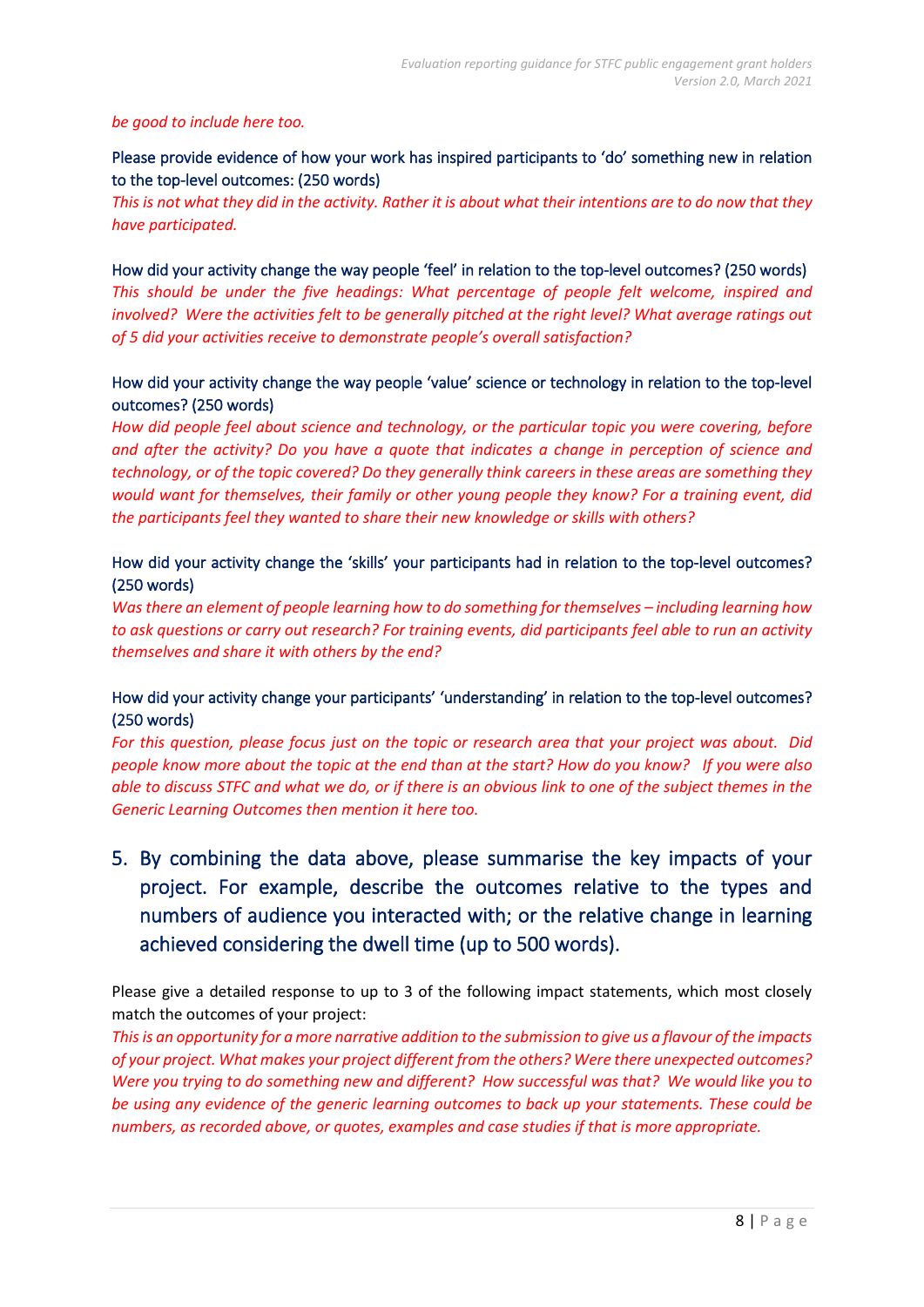*be good to include here too.*

Please provide evidence of how your work has inspired participants to 'do' something new in relation to the top-level outcomes: (250 words)

*This is not what they did in the activity. Rather it is about what their intentions are to do now that they have participated.*

How did your activity change the way people 'feel' in relation to the top-level outcomes? (250 words)

*This should be under the five headings: What percentage of people felt welcome, inspired and involved? Were the activities felt to be generally pitched at the right level? What average ratings out of 5 did your activities receive to demonstrate people's overall satisfaction?*

How did your activity change the way people 'value' science or technology in relation to the top-level outcomes? (250 words)

*How did people feel about science and technology, or the particular topic you were covering, before and after the activity? Do you have a quote that indicates a change in perception of science and technology, or of the topic covered? Do they generally think careers in these areas are something they would want for themselves, their family or other young people they know? For a training event, did the participants feel they wanted to share their new knowledge or skills with others?*

How did your activity change the 'skills' your participants had in relation to the top-level outcomes? (250 words)

*Was there an element of people learning how to do something for themselves – including learning how to ask questions or carry out research? For training events, did participants feel able to run an activity themselves and share it with others by the end?*

How did your activity change your participants' 'understanding' in relation to the top-level outcomes? (250 words)

*For this question, please focus just on the topic or research area that your project was about. Did people know more about the topic at the end than at the start? How do you know? If you were also able to discuss STFC and what we do, or if there is an obvious link to one of the subject themes in the Generic Learning Outcomes then mention it here too.*

## 5. By combining the data above, please summarise the key impacts of your project. For example, describe the outcomes relative to the types and numbers of audience you interacted with; or the relative change in learning achieved considering the dwell time (up to 500 words).

Please give a detailed response to up to 3 of the following impact statements, which most closely match the outcomes of your project:

*This is an opportunity for a more narrative addition to the submission to give us a flavour of the impacts of your project. What makes your project different from the others? Were there unexpected outcomes? Were you trying to do something new and different? How successful was that? We would like you to be using any evidence of the generic learning outcomes to back up your statements. These could be numbers, as recorded above, or quotes, examples and case studies if that is more appropriate.*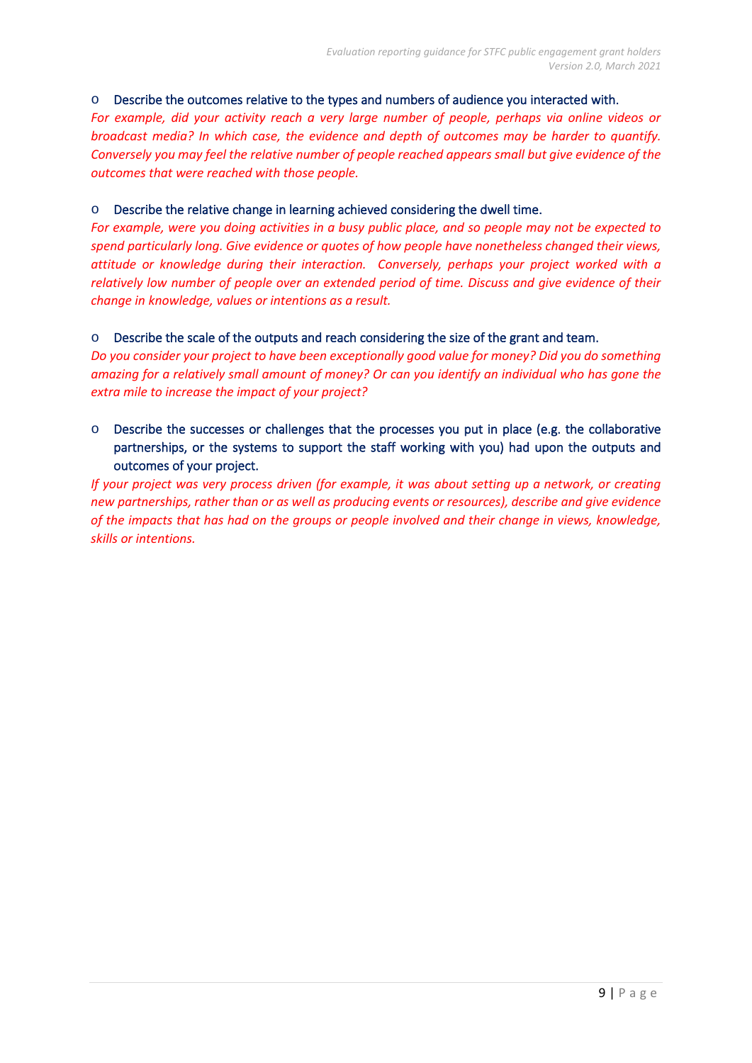- Describe the outcomes relative to the types and numbers of audience you interacted with.

*For example, did your activity reach a very large number of people, perhaps via online videos or broadcast media? In which case, the evidence and depth of outcomes may be harder to quantify. Conversely you may feel the relative number of people reached appears small but give evidence of the outcomes that were reached with those people.*

- Describe the relative change in learning achieved considering the dwell time.

*For example, were you doing activities in a busy public place, and so people may not be expected to spend particularly long. Give evidence or quotes of how people have nonetheless changed their views, attitude or knowledge during their interaction. Conversely, perhaps your project worked with a relatively low number of people over an extended period of time. Discuss and give evidence of their change in knowledge, values or intentions as a result.*

- Describe the scale of the outputs and reach considering the size of the grant and team.

*Do you consider your project to have been exceptionally good value for money? Did you do something amazing for a relatively small amount of money? Or can you identify an individual who has gone the extra mile to increase the impact of your project?*

- Describe the successes or challenges that the processes you put in place (e.g. the collaborative partnerships, or the systems to support the staff working with you) had upon the outputs and outcomes of your project.

*If your project was very process driven (for example, it was about setting up a network, or creating new partnerships, rather than or as well as producing events or resources), describe and give evidence of the impacts that has had on the groups or people involved and their change in views, knowledge, skills or intentions.*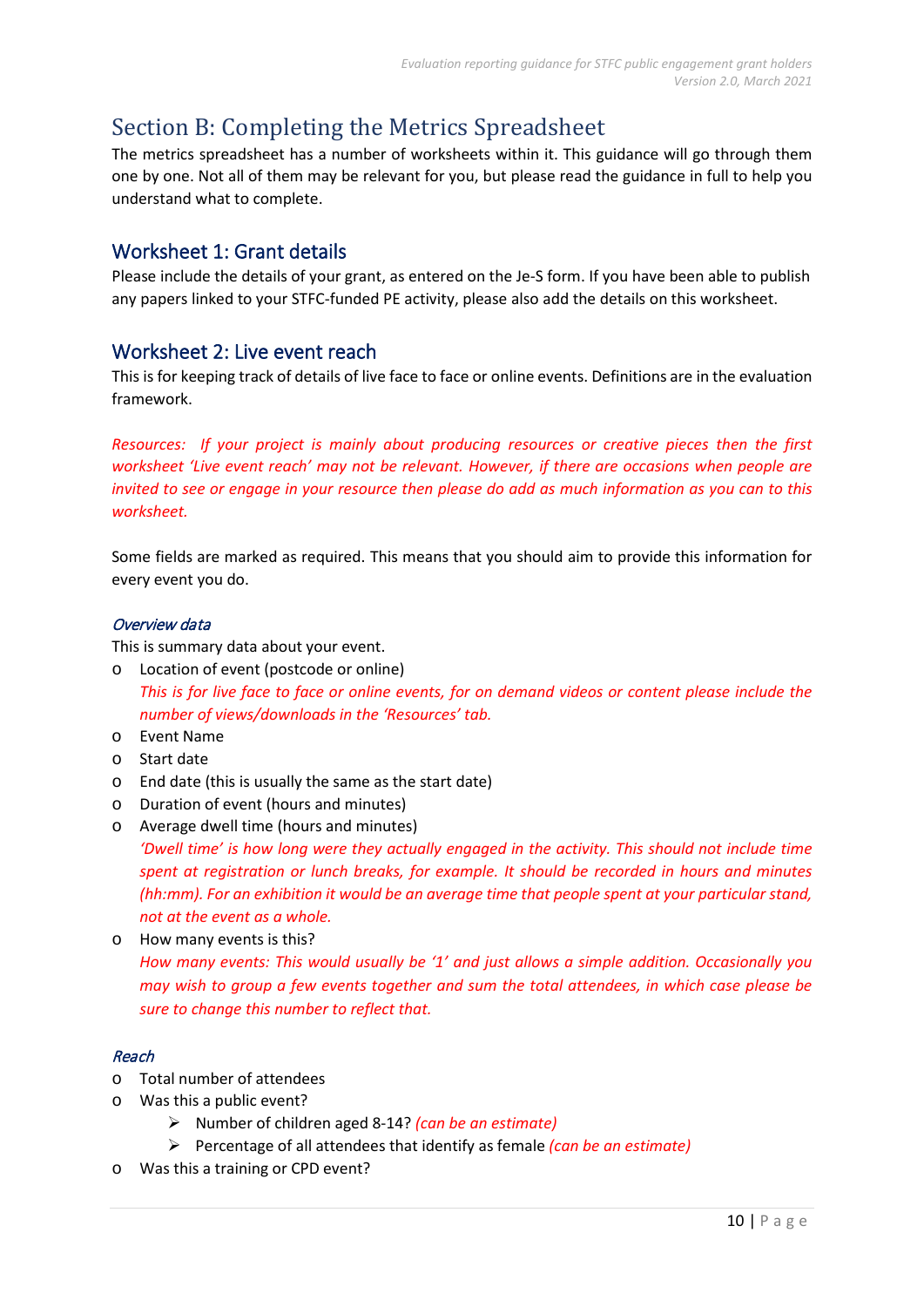# Section B: Completing the Metrics Spreadsheet

The metrics spreadsheet has a number of worksheets within it. This guidance will go through them one by one. Not all of them may be relevant for you, but please read the guidance in full to help you understand what to complete.

## Worksheet 1: Grant details

Please include the details of your grant, as entered on the Je-S form. If you have been able to publish any papers linked to your STFC-funded PE activity, please also add the details on this worksheet.

## Worksheet 2: Live event reach

This is for keeping track of details of live face to face or online events. Definitions are in the evaluation framework.

*Resources: If your project is mainly about producing resources or creative pieces then the first worksheet 'Live event reach' may not be relevant. However, if there are occasions when people are invited to see or engage in your resource then please do add as much information as you can to this worksheet.*

Some fields are marked as required. This means that you should aim to provide this information for every event you do.

### *Overview data*

This is summary data about your event.

- Location of event (postcode or online)
  *This is for live face to face or online events, for on demand videos or content please include the number of views/downloads in the 'Resources' tab.*
- Event Name
- Start date
- End date (this is usually the same as the start date)
- Duration of event (hours and minutes)
- Average dwell time (hours and minutes)
  *'Dwell time' is how long were they actually engaged in the activity. This should not include time spent at registration or lunch breaks, for example. It should be recorded in hours and minutes (hh:mm). For an exhibition it would be an average time that people spent at your particular stand, not at the event as a whole.*
- How many events is this?
  *How many events: This would usually be '1' and just allows a simple addition. Occasionally you may wish to group a few events together and sum the total attendees, in which case please be sure to change this number to reflect that.*

### *Reach*

- Total number of attendees
- Was this a public event?
  - Number of children aged 8-14? *(can be an estimate)*
  - Percentage of all attendees that identify as female *(can be an estimate)*
- Was this a training or CPD event?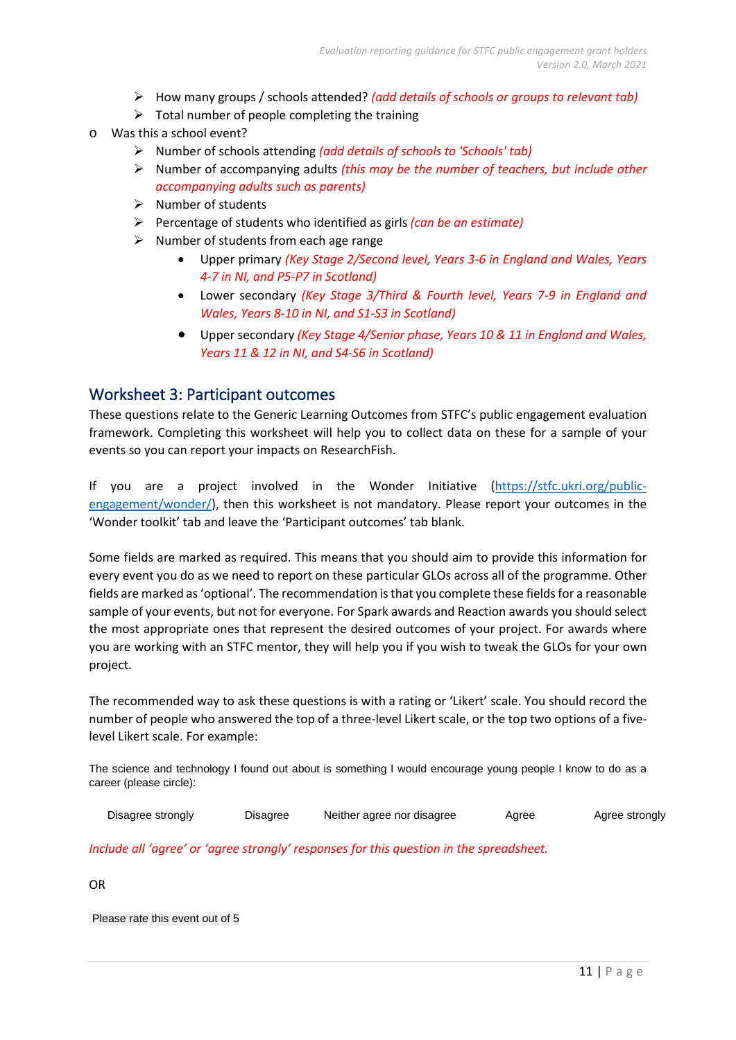- How many groups / schools attended? *(add details of schools or groups to relevant tab)*
    - Total number of people completing the training
- Was this a school event?
    - Number of schools attending *(add details of schools to 'Schools' tab)*
    - Number of accompanying adults *(this may be the number of teachers, but include other accompanying adults such as parents)*
    - Number of students
    - Percentage of students who identified as girls *(can be an estimate)*
    - Number of students from each age range
        - Upper primary *(Key Stage 2/Second level, Years 3-6 in England and Wales, Years 4-7 in NI, and P5-P7 in Scotland)*
        - Lower secondary *(Key Stage 3/Third & Fourth level, Years 7-9 in England and Wales, Years 8-10 in NI, and S1-S3 in Scotland)*
        - Upper secondary *(Key Stage 4/Senior phase, Years 10 & 11 in England and Wales, Years 11 & 12 in NI, and S4-S6 in Scotland)*

## Worksheet 3: Participant outcomes

These questions relate to the Generic Learning Outcomes from STFC's public engagement evaluation framework. Completing this worksheet will help you to collect data on these for a sample of your events so you can report your impacts on ResearchFish.

If you are a project involved in the Wonder Initiative (https://stfc.ukri.org/public-engagement/wonder/), then this worksheet is not mandatory. Please report your outcomes in the 'Wonder toolkit' tab and leave the 'Participant outcomes' tab blank.

Some fields are marked as required. This means that you should aim to provide this information for every event you do as we need to report on these particular GLOs across all of the programme. Other fields are marked as 'optional'. The recommendation is that you complete these fields for a reasonable sample of your events, but not for everyone. For Spark awards and Reaction awards you should select the most appropriate ones that represent the desired outcomes of your project. For awards where you are working with an STFC mentor, they will help you if you wish to tweak the GLOs for your own project.

The recommended way to ask these questions is with a rating or 'Likert' scale. You should record the number of people who answered the top of a three-level Likert scale, or the top two options of a five-level Likert scale. For example:

The science and technology I found out about is something I would encourage young people I know to do as a career (please circle):

Disagree strongly Disagree Neither agree nor disagree Agree Agree strongly

*Include all 'agree' or 'agree strongly' responses for this question in the spreadsheet.*

OR

Please rate this event out of 5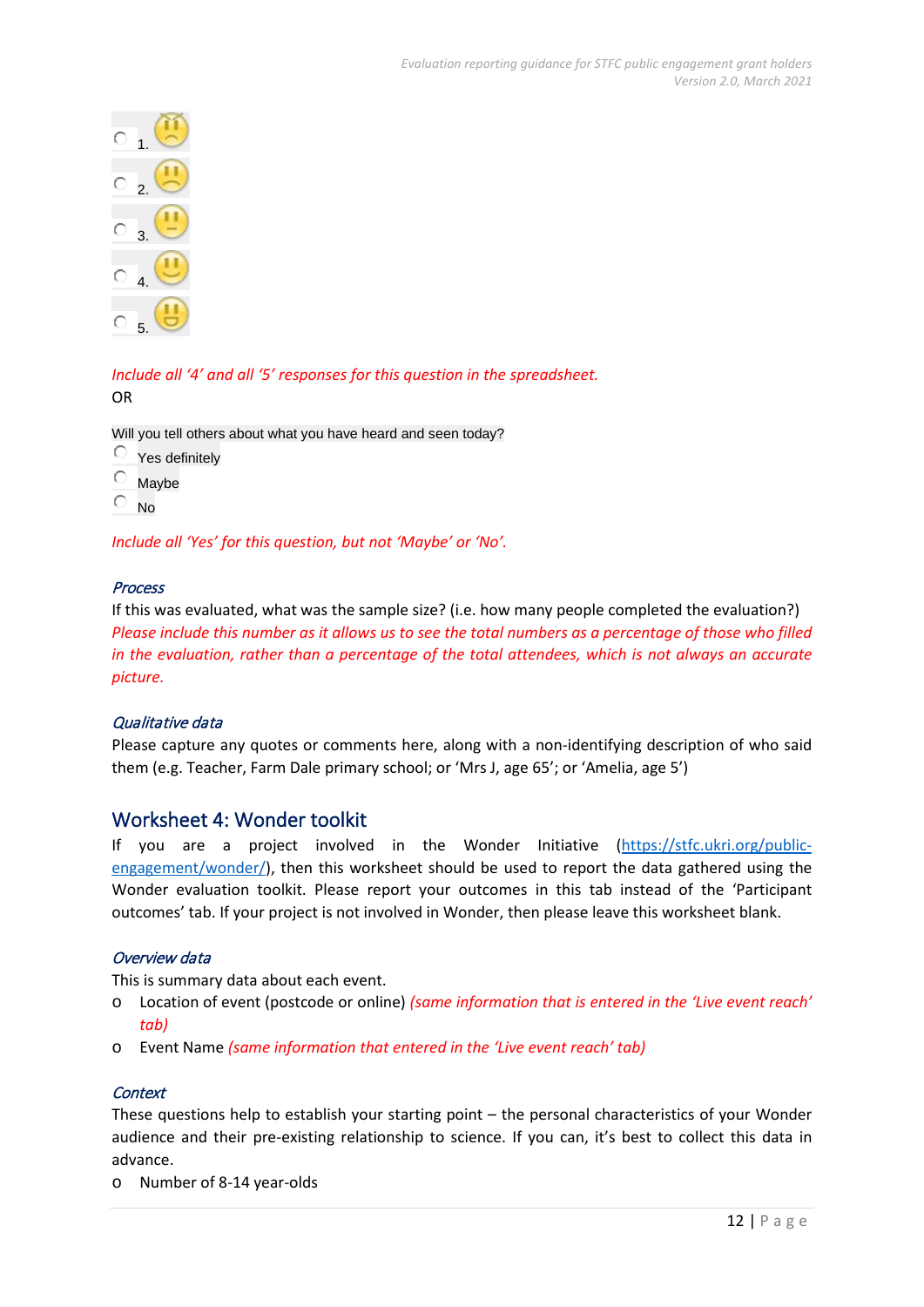- ○ 1.
- ○ 2.
- ○ 3.
- ○ 4.
- ○ 5.

*Include all '4' and all '5' responses for this question in the spreadsheet.*

OR

Will you tell others about what you have heard and seen today?

- ○ Yes definitely
- ○ Maybe
- ○ No

*Include all 'Yes' for this question, but not 'Maybe' or 'No'.*

*Process*

If this was evaluated, what was the sample size? (i.e. how many people completed the evaluation?) *Please include this number as it allows us to see the total numbers as a percentage of those who filled in the evaluation, rather than a percentage of the total attendees, which is not always an accurate picture.*

*Qualitative data*

Please capture any quotes or comments here, along with a non-identifying description of who said them (e.g. Teacher, Farm Dale primary school; or 'Mrs J, age 65'; or 'Amelia, age 5')

## Worksheet 4: Wonder toolkit

If you are a project involved in the Wonder Initiative ([https://stfc.ukri.org/public-engagement/wonder/](https://stfc.ukri.org/public-engagement/wonder/)), then this worksheet should be used to report the data gathered using the Wonder evaluation toolkit. Please report your outcomes in this tab instead of the 'Participant outcomes' tab. If your project is not involved in Wonder, then please leave this worksheet blank.

*Overview data*

This is summary data about each event.

- Location of event (postcode or online) *(same information that is entered in the 'Live event reach' tab)*
- Event Name *(same information that entered in the 'Live event reach' tab)*

*Context*

These questions help to establish your starting point – the personal characteristics of your Wonder audience and their pre-existing relationship to science. If you can, it's best to collect this data in advance.

- Number of 8-14 year-olds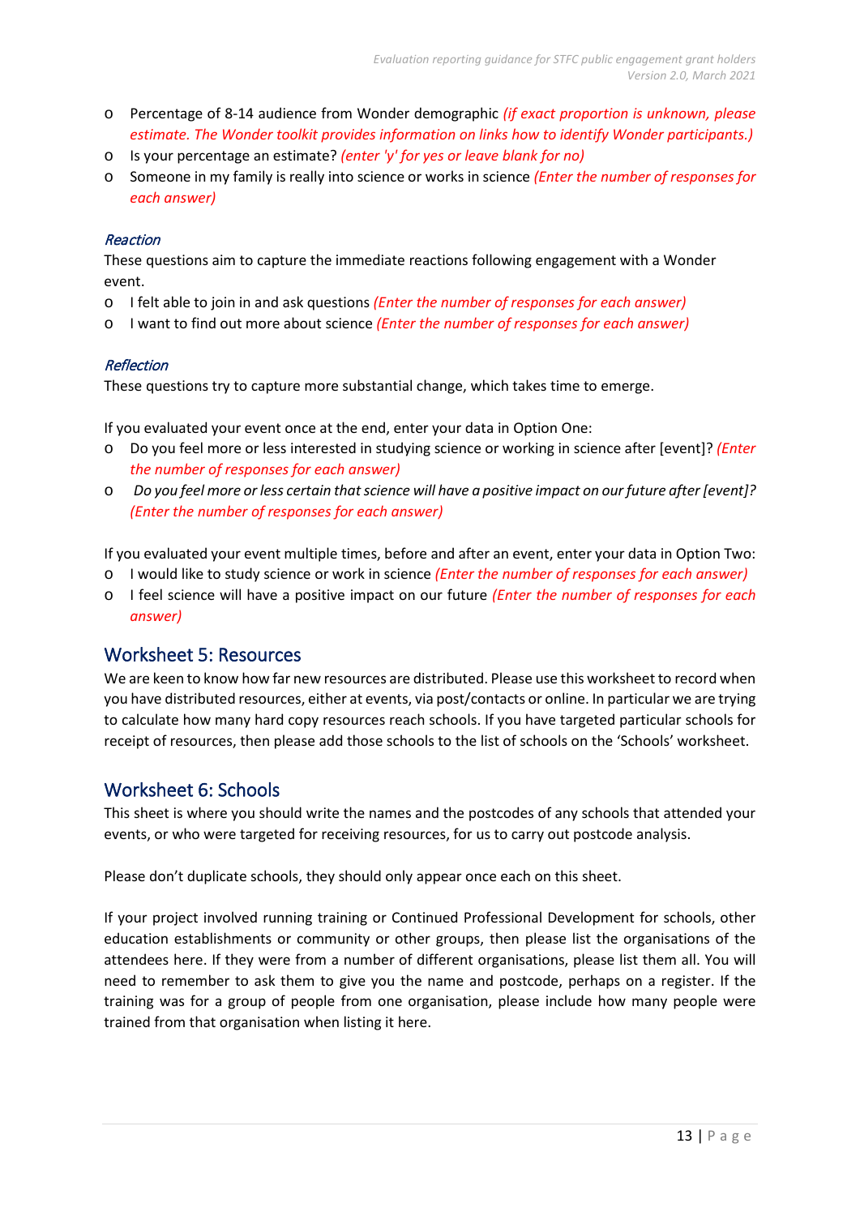- Percentage of 8-14 audience from Wonder demographic *(if exact proportion is unknown, please estimate. The Wonder toolkit provides information on links how to identify Wonder participants.)*
- Is your percentage an estimate? *(enter 'y' for yes or leave blank for no)*
- Someone in my family is really into science or works in science *(Enter the number of responses for each answer)*

*Reaction*

These questions aim to capture the immediate reactions following engagement with a Wonder event.

- I felt able to join in and ask questions *(Enter the number of responses for each answer)*
- I want to find out more about science *(Enter the number of responses for each answer)*

*Reflection*

These questions try to capture more substantial change, which takes time to emerge.

If you evaluated your event once at the end, enter your data in Option One:

- Do you feel more or less interested in studying science or working in science after [event]? *(Enter the number of responses for each answer)*
- *Do you feel more or less certain that science will have a positive impact on our future after [event]? (Enter the number of responses for each answer)*

If you evaluated your event multiple times, before and after an event, enter your data in Option Two:

- I would like to study science or work in science *(Enter the number of responses for each answer)*
- I feel science will have a positive impact on our future *(Enter the number of responses for each answer)*

## Worksheet 5: Resources

We are keen to know how far new resources are distributed. Please use this worksheet to record when you have distributed resources, either at events, via post/contacts or online. In particular we are trying to calculate how many hard copy resources reach schools. If you have targeted particular schools for receipt of resources, then please add those schools to the list of schools on the 'Schools' worksheet.

## Worksheet 6: Schools

This sheet is where you should write the names and the postcodes of any schools that attended your events, or who were targeted for receiving resources, for us to carry out postcode analysis.

Please don't duplicate schools, they should only appear once each on this sheet.

If your project involved running training or Continued Professional Development for schools, other education establishments or community or other groups, then please list the organisations of the attendees here. If they were from a number of different organisations, please list them all. You will need to remember to ask them to give you the name and postcode, perhaps on a register. If the training was for a group of people from one organisation, please include how many people were trained from that organisation when listing it here.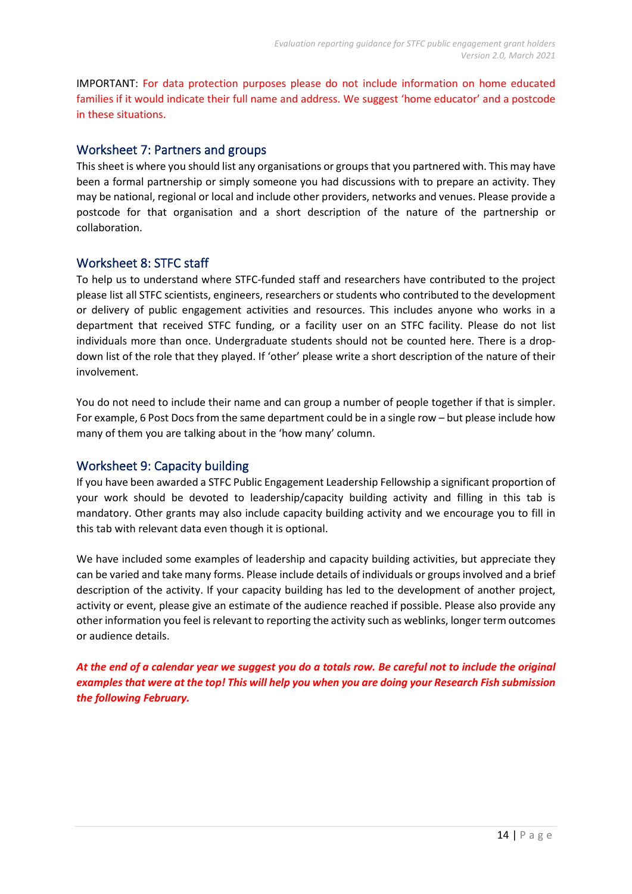IMPORTANT: For data protection purposes please do not include information on home educated families if it would indicate their full name and address. We suggest 'home educator' and a postcode in these situations.

## Worksheet 7: Partners and groups

This sheet is where you should list any organisations or groups that you partnered with. This may have been a formal partnership or simply someone you had discussions with to prepare an activity. They may be national, regional or local and include other providers, networks and venues. Please provide a postcode for that organisation and a short description of the nature of the partnership or collaboration.

## Worksheet 8: STFC staff

To help us to understand where STFC-funded staff and researchers have contributed to the project please list all STFC scientists, engineers, researchers or students who contributed to the development or delivery of public engagement activities and resources. This includes anyone who works in a department that received STFC funding, or a facility user on an STFC facility. Please do not list individuals more than once. Undergraduate students should not be counted here. There is a drop-down list of the role that they played. If 'other' please write a short description of the nature of their involvement.

You do not need to include their name and can group a number of people together if that is simpler. For example, 6 Post Docs from the same department could be in a single row – but please include how many of them you are talking about in the 'how many' column.

## Worksheet 9: Capacity building

If you have been awarded a STFC Public Engagement Leadership Fellowship a significant proportion of your work should be devoted to leadership/capacity building activity and filling in this tab is mandatory. Other grants may also include capacity building activity and we encourage you to fill in this tab with relevant data even though it is optional.

We have included some examples of leadership and capacity building activities, but appreciate they can be varied and take many forms. Please include details of individuals or groups involved and a brief description of the activity. If your capacity building has led to the development of another project, activity or event, please give an estimate of the audience reached if possible. Please also provide any other information you feel is relevant to reporting the activity such as weblinks, longer term outcomes or audience details.

***At the end of a calendar year we suggest you do a totals row. Be careful not to include the original examples that were at the top! This will help you when you are doing your Research Fish submission the following February.***